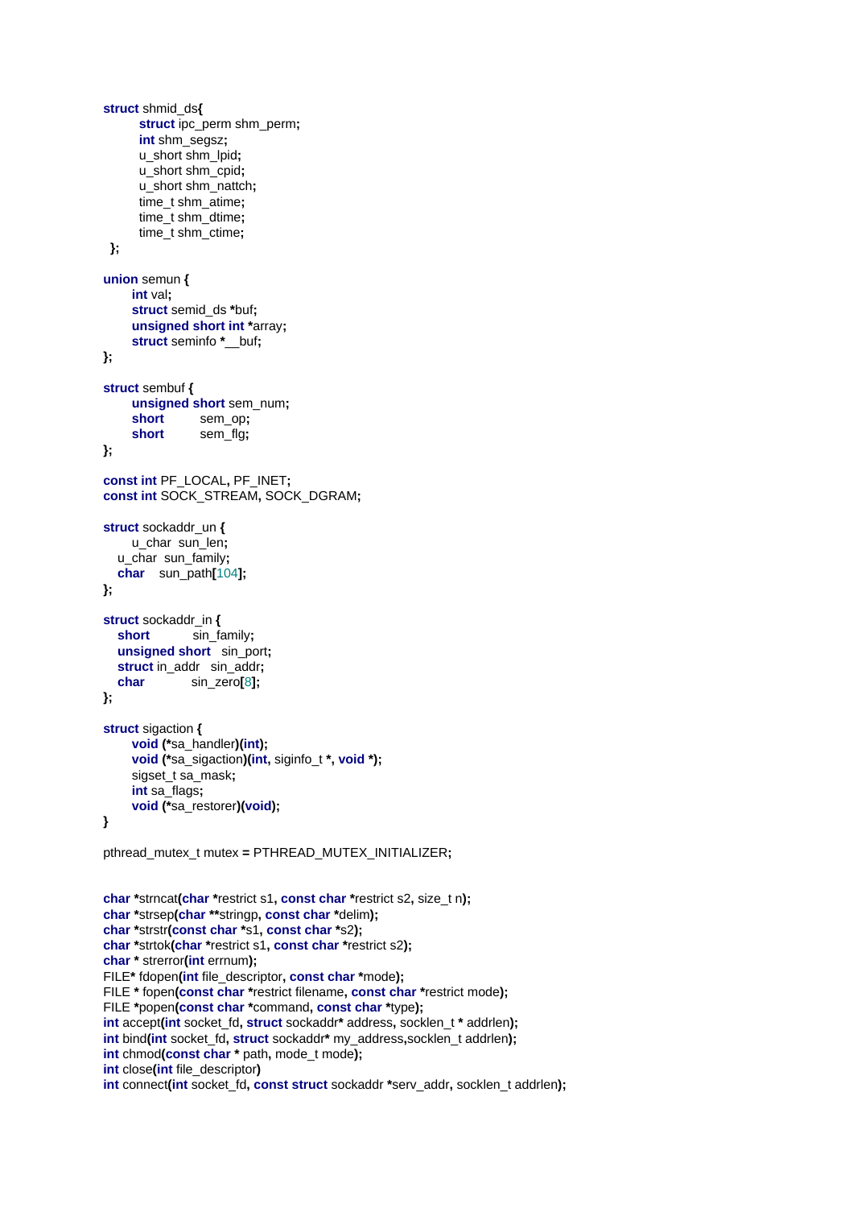```c
struct shmid_ds{
        struct ipc_perm shm_perm;
        int shm_segsz;
        u_short shm_lpid;
        u_short shm_cpid;
        u_short shm_nattch;
        time_t shm_atime;
        time_t shm_dtime;
        time_t shm_ctime;
 };

union semun {
       int val;
       struct semid_ds *buf;
       unsigned short int *array;
       struct seminfo *__buf;
};

struct sembuf {
       unsigned short sem_num;
       short        sem_op;
       short        sem_flg;
};

const int PF_LOCAL, PF_INET;
const int SOCK_STREAM, SOCK_DGRAM;

struct sockaddr_un {
       u_char  sun_len;
   u_char  sun_family;
   char    sun_path[104];
};

struct sockaddr_in {
   short           sin_family;
   unsigned short   sin_port;
   struct in_addr   sin_addr;
   char            sin_zero[8];
};

struct sigaction {
       void (*sa_handler)(int);
       void (*sa_sigaction)(int, siginfo_t *, void *);
       sigset_t sa_mask;
       int sa_flags;
       void (*sa_restorer)(void);
}

pthread_mutex_t mutex = PTHREAD_MUTEX_INITIALIZER;


char *strncat(char *restrict s1, const char *restrict s2, size_t n);
char *strsep(char **stringp, const char *delim);
char *strstr(const char *s1, const char *s2);
char *strtok(char *restrict s1, const char *restrict s2);
char * strerror(int errnum);
FILE* fdopen(int file_descriptor, const char *mode);
FILE * fopen(const char *restrict filename, const char *restrict mode);
FILE *popen(const char *command, const char *type);
int accept(int socket_fd, struct sockaddr* address, socklen_t * addrlen);
int bind(int socket_fd, struct sockaddr* my_address,socklen_t addrlen);
int chmod(const char * path, mode_t mode);
int close(int file_descriptor)
int connect(int socket_fd, const struct sockaddr *serv_addr, socklen_t addrlen);
```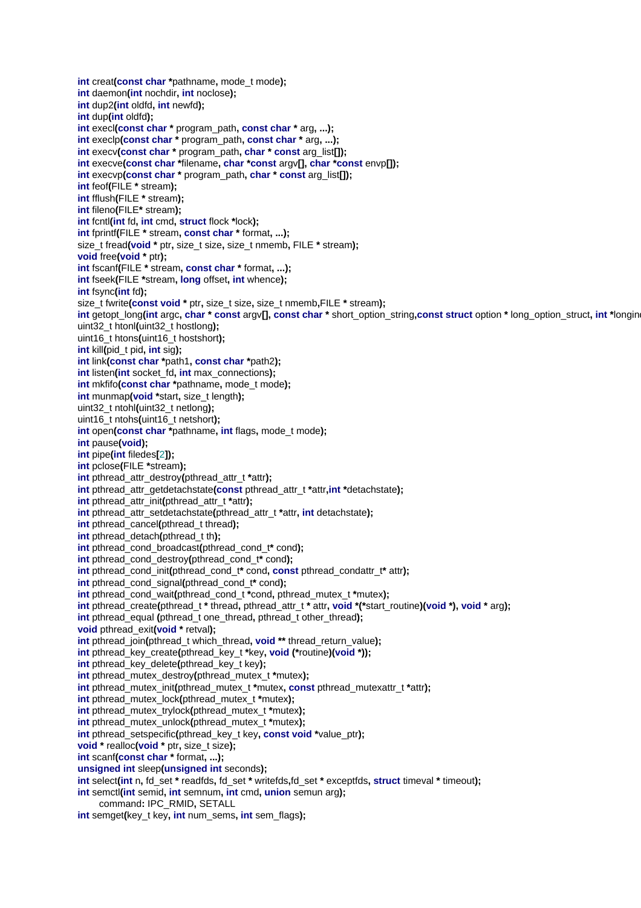```
int creat(const char *pathname, mode_t mode);
int daemon(int nochdir, int noclose);
int dup2(int oldfd, int newfd);
int dup(int oldfd);
int execl(const char * program_path, const char * arg, ...);
int execlp(const char * program_path, const char * arg, ...);
int execv(const char * program_path, char * const arg_list[]);
int execve(const char *filename, char *const argv[], char *const envp[]);
int execvp(const char * program_path, char * const arg_list[]);
int feof(FILE * stream);
int fflush(FILE * stream);
int fileno(FILE* stream);
int fcntl(int fd, int cmd, struct flock *lock);
int fprintf(FILE * stream, const char * format, ...);
size_t fread(void * ptr, size_t size, size_t nmemb, FILE * stream);
void free(void * ptr);
int fscanf(FILE * stream, const char * format, ...);
int fseek(FILE *stream, long offset, int whence);
int fsync(int fd);
size_t fwrite(const void * ptr, size_t size, size_t nmemb,FILE * stream);
int getopt_long(int argc, char * const argv[], const char * short_option_string,const struct option * long_option_struct, int *longin
uint32_t htonl(uint32_t hostlong);
uint16_t htons(uint16_t hostshort);
int kill(pid_t pid, int sig);
int link(const char *path1, const char *path2);
int listen(int socket_fd, int max_connections);
int mkfifo(const char *pathname, mode_t mode);
int munmap(void *start, size_t length);
uint32_t ntohl(uint32_t netlong);
uint16_t ntohs(uint16_t netshort);
int open(const char *pathname, int flags, mode_t mode);
int pause(void);
int pipe(int filedes[2]);
int pclose(FILE *stream);
int pthread_attr_destroy(pthread_attr_t *attr);
int pthread_attr_getdetachstate(const pthread_attr_t *attr,int *detachstate);
int pthread_attr_init(pthread_attr_t *attr);
int pthread_attr_setdetachstate(pthread_attr_t *attr, int detachstate);
int pthread_cancel(pthread_t thread);
int pthread_detach(pthread_t th);
int pthread_cond_broadcast(pthread_cond_t* cond);
int pthread_cond_destroy(pthread_cond_t* cond);
int pthread_cond_init(pthread_cond_t* cond, const pthread_condattr_t* attr);
int pthread_cond_signal(pthread_cond_t* cond);
int pthread_cond_wait(pthread_cond_t *cond, pthread_mutex_t *mutex);
int pthread_create(pthread_t * thread, pthread_attr_t * attr, void *(*start_routine)(void *), void * arg);
int pthread_equal (pthread_t one_thread, pthread_t other_thread);
void pthread_exit(void * retval);
int pthread_join(pthread_t which_thread, void ** thread_return_value);
int pthread_key_create(pthread_key_t *key, void (*routine)(void *));
int pthread_key_delete(pthread_key_t key);
int pthread_mutex_destroy(pthread_mutex_t *mutex);
int pthread_mutex_init(pthread_mutex_t *mutex, const pthread_mutexattr_t *attr);
int pthread_mutex_lock(pthread_mutex_t *mutex);
int pthread_mutex_trylock(pthread_mutex_t *mutex);
int pthread_mutex_unlock(pthread_mutex_t *mutex);
int pthread_setspecific(pthread_key_t key, const void *value_ptr);
void * realloc(void * ptr, size_t size);
int scanf(const char * format, ...);
unsigned int sleep(unsigned int seconds);
int select(int n, fd_set * readfds, fd_set * writefds,fd_set * exceptfds, struct timeval * timeout);
int semctl(int semid, int semnum, int cmd, union semun arg);
        command: IPC_RMID, SETALL
int semget(key_t key, int num_sems, int sem_flags);
```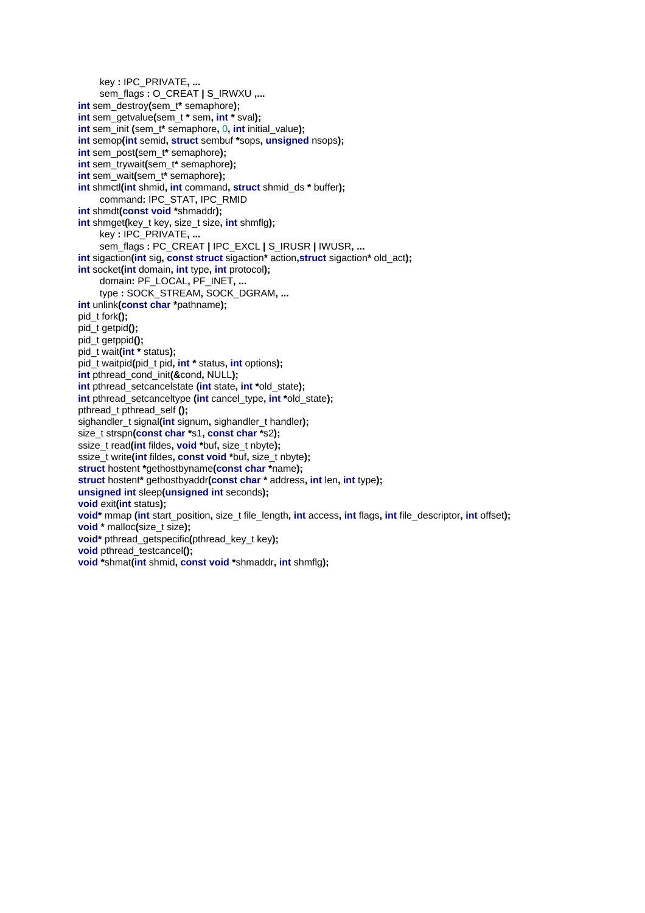```
        key : IPC_PRIVATE, ...
        sem_flags : O_CREAT | S_IRWXU ,...
int sem_destroy(sem_t* semaphore);
int sem_getvalue(sem_t * sem, int * sval);
int sem_init (sem_t* semaphore, 0, int initial_value);
int semop(int semid, struct sembuf *sops, unsigned nsops);
int sem_post(sem_t* semaphore);
int sem_trywait(sem_t* semaphore);
int sem_wait(sem_t* semaphore);
int shmctl(int shmid, int command, struct shmid_ds * buffer);
        command: IPC_STAT, IPC_RMID
int shmdt(const void *shmaddr);
int shmget(key_t key, size_t size, int shmflg);
        key : IPC_PRIVATE, ...
        sem_flags : PC_CREAT | IPC_EXCL | S_IRUSR | IWUSR, ...
int sigaction(int sig, const struct sigaction* action,struct sigaction* old_act);
int socket(int domain, int type, int protocol);
        domain: PF_LOCAL, PF_INET, ...
        type : SOCK_STREAM, SOCK_DGRAM, ...
int unlink(const char *pathname);
pid_t fork();
pid_t getpid();
pid_t getppid();
pid_t wait(int * status);
pid_t waitpid(pid_t pid, int * status, int options);
int pthread_cond_init(&cond, NULL);
int pthread_setcancelstate (int state, int *old_state);
int pthread_setcanceltype (int cancel_type, int *old_state);
pthread_t pthread_self ();
sighandler_t signal(int signum, sighandler_t handler);
size_t strspn(const char *s1, const char *s2);
ssize_t read(int fildes, void *buf, size_t nbyte);
ssize_t write(int fildes, const void *buf, size_t nbyte);
struct hostent *gethostbyname(const char *name);
struct hostent* gethostbyaddr(const char * address, int len, int type);
unsigned int sleep(unsigned int seconds);
void exit(int status);
void* mmap (int start_position, size_t file_length, int access, int flags, int file_descriptor, int offset);
void * malloc(size_t size);
void* pthread_getspecific(pthread_key_t key);
void pthread_testcancel();
void *shmat(int shmid, const void *shmaddr, int shmflg);
```